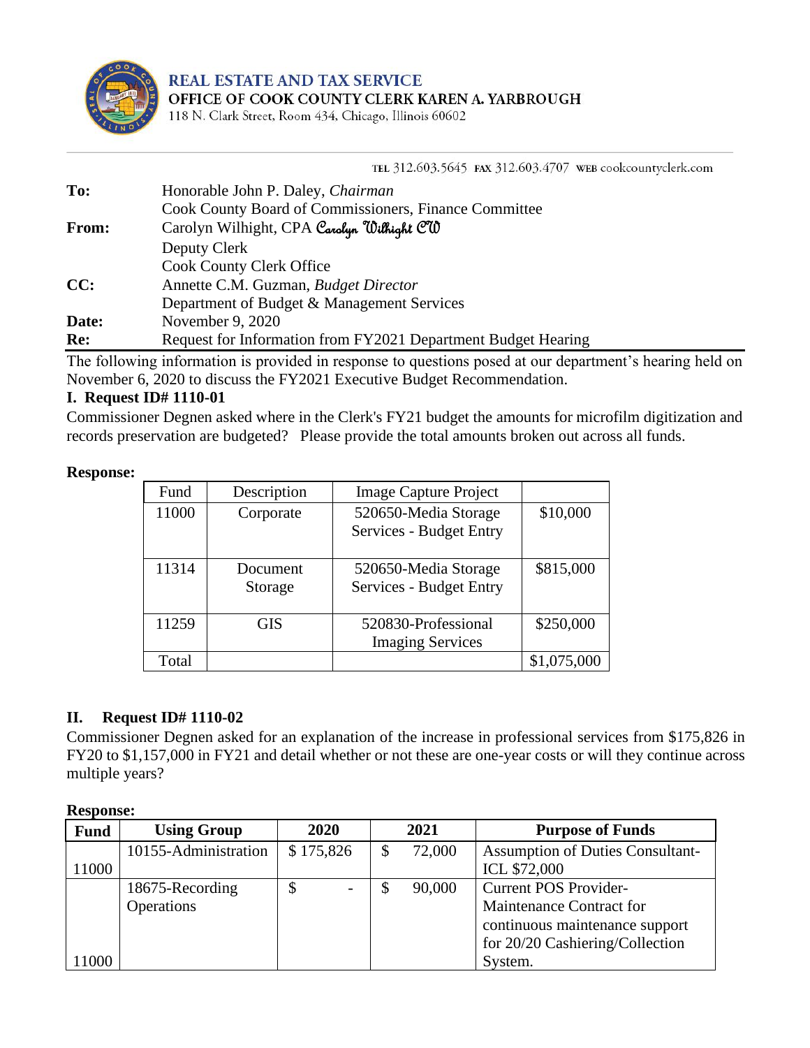**REAL ESTATE AND TAX SERVICE**
**OFFICE OF COOK COUNTY CLERK KAREN A. YARBROUGH**
118 N. Clark Street, Room 434, Chicago, Illinois 60602

TEL 312.603.5645 FAX 312.603.4707 WEB cookcountyclerk.com

| | |
|---|---|
| **To:** | Honorable John P. Daley, *Chairman*<br>Cook County Board of Commissioners, Finance Committee |
| **From:** | Carolyn Wilhight, CPA *Carolyn Wilhight CW*<br>Deputy Clerk<br>Cook County Clerk Office |
| **CC:** | Annette C.M. Guzman, *Budget Director*<br>Department of Budget & Management Services |
| **Date:** | November 9, 2020 |
| **Re:** | Request for Information from FY2021 Department Budget Hearing |

The following information is provided in response to questions posed at our department's hearing held on November 6, 2020 to discuss the FY2021 Executive Budget Recommendation.

### I. Request ID# 1110-01

Commissioner Degnen asked where in the Clerk's FY21 budget the amounts for microfilm digitization and records preservation are budgeted? Please provide the total amounts broken out across all funds.

**Response:**

| Fund | Description | Image Capture Project | |
|---|---|---|---|
| 11000 | Corporate | 520650-Media Storage Services - Budget Entry | $10,000 |
| 11314 | Document Storage | 520650-Media Storage Services - Budget Entry | $815,000 |
| 11259 | GIS | 520830-Professional Imaging Services | $250,000 |
| Total | | | $1,075,000 |

### II. Request ID# 1110-02

Commissioner Degnen asked for an explanation of the increase in professional services from $175,826 in FY20 to $1,157,000 in FY21 and detail whether or not these are one-year costs or will they continue across multiple years?

**Response:**

| Fund | Using Group | 2020 | 2021 | Purpose of Funds |
|---|---|---|---|---|
| 11000 | 10155-Administration | $ 175,826 | $ 72,000 | Assumption of Duties Consultant-ICL $72,000 |
| 11000 | 18675-Recording Operations | $ - | $ 90,000 | Current POS Provider-Maintenance Contract for continuous maintenance support for 20/20 Cashiering/Collection System. |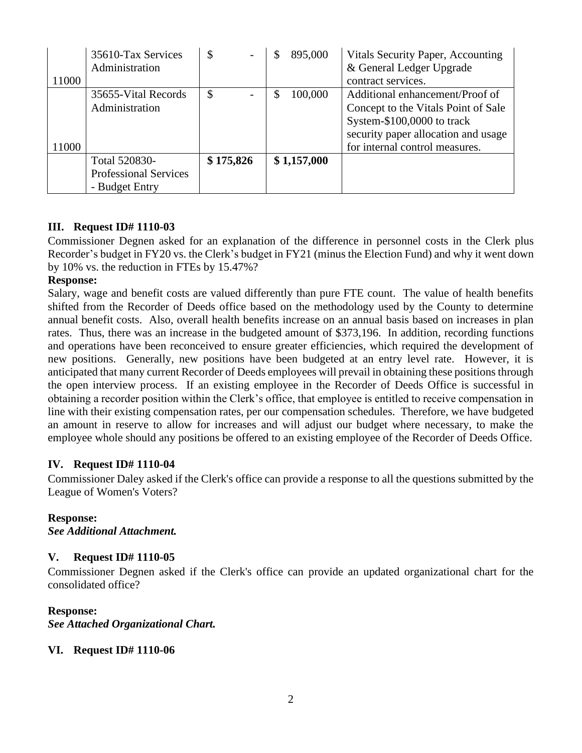| | | | | |
|---|---|---|---|---|
| 11000 | 35610-Tax Services Administration | $ - | $ 895,000 | Vitals Security Paper, Accounting & General Ledger Upgrade contract services. |
| 11000 | 35655-Vital Records Administration | $ - | $ 100,000 | Additional enhancement/Proof of Concept to the Vitals Point of Sale System-$100,0000 to track security paper allocation and usage for internal control measures. |
| | Total 520830-Professional Services - Budget Entry | **$ 175,826** | **$ 1,157,000** | |

### III. Request ID# 1110-03

Commissioner Degnen asked for an explanation of the difference in personnel costs in the Clerk plus Recorder's budget in FY20 vs. the Clerk's budget in FY21 (minus the Election Fund) and why it went down by 10% vs. the reduction in FTEs by 15.47%?

**Response:**

Salary, wage and benefit costs are valued differently than pure FTE count. The value of health benefits shifted from the Recorder of Deeds office based on the methodology used by the County to determine annual benefit costs. Also, overall health benefits increase on an annual basis based on increases in plan rates. Thus, there was an increase in the budgeted amount of $373,196. In addition, recording functions and operations have been reconceived to ensure greater efficiencies, which required the development of new positions. Generally, new positions have been budgeted at an entry level rate. However, it is anticipated that many current Recorder of Deeds employees will prevail in obtaining these positions through the open interview process. If an existing employee in the Recorder of Deeds Office is successful in obtaining a recorder position within the Clerk's office, that employee is entitled to receive compensation in line with their existing compensation rates, per our compensation schedules. Therefore, we have budgeted an amount in reserve to allow for increases and will adjust our budget where necessary, to make the employee whole should any positions be offered to an existing employee of the Recorder of Deeds Office.

### IV. Request ID# 1110-04

Commissioner Daley asked if the Clerk's office can provide a response to all the questions submitted by the League of Women's Voters?

**Response:**
***See Additional Attachment.***

### V. Request ID# 1110-05

Commissioner Degnen asked if the Clerk's office can provide an updated organizational chart for the consolidated office?

**Response:**
***See Attached Organizational Chart.***

### VI. Request ID# 1110-06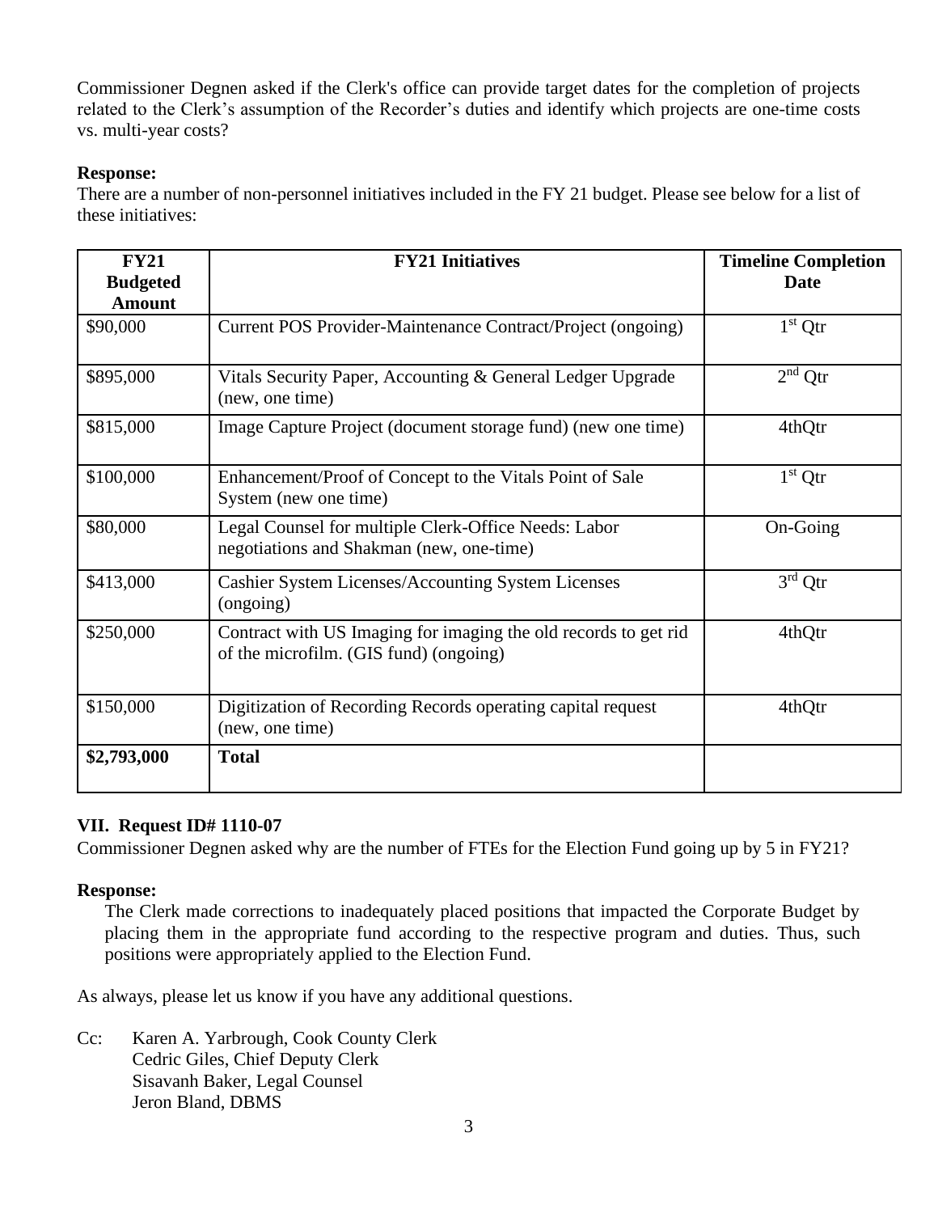Commissioner Degnen asked if the Clerk's office can provide target dates for the completion of projects related to the Clerk's assumption of the Recorder's duties and identify which projects are one-time costs vs. multi-year costs?

**Response:**
There are a number of non-personnel initiatives included in the FY 21 budget. Please see below for a list of these initiatives:

| FY21 Budgeted Amount | FY21 Initiatives | Timeline Completion Date |
|---|---|---|
| $90,000 | Current POS Provider-Maintenance Contract/Project (ongoing) | 1st Qtr |
| $895,000 | Vitals Security Paper, Accounting & General Ledger Upgrade (new, one time) | 2nd Qtr |
| $815,000 | Image Capture Project (document storage fund) (new one time) | 4thQtr |
| $100,000 | Enhancement/Proof of Concept to the Vitals Point of Sale System (new one time) | 1st Qtr |
| $80,000 | Legal Counsel for multiple Clerk-Office Needs: Labor negotiations and Shakman (new, one-time) | On-Going |
| $413,000 | Cashier System Licenses/Accounting System Licenses (ongoing) | 3rd Qtr |
| $250,000 | Contract with US Imaging for imaging the old records to get rid of the microfilm. (GIS fund) (ongoing) | 4thQtr |
| $150,000 | Digitization of Recording Records operating capital request (new, one time) | 4thQtr |
| **$2,793,000** | **Total** | |

### VII. Request ID# 1110-07

Commissioner Degnen asked why are the number of FTEs for the Election Fund going up by 5 in FY21?

**Response:**

The Clerk made corrections to inadequately placed positions that impacted the Corporate Budget by placing them in the appropriate fund according to the respective program and duties. Thus, such positions were appropriately applied to the Election Fund.

As always, please let us know if you have any additional questions.

Cc: Karen A. Yarbrough, Cook County Clerk
Cedric Giles, Chief Deputy Clerk
Sisavanh Baker, Legal Counsel
Jeron Bland, DBMS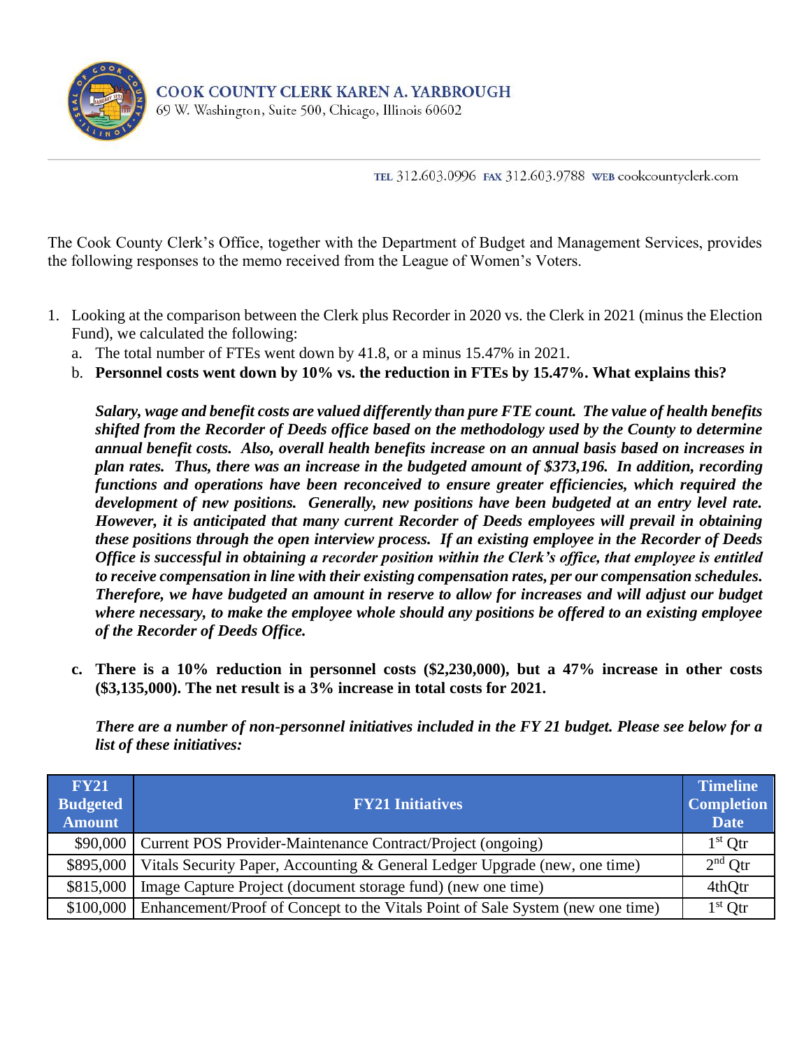**COOK COUNTY CLERK KAREN A. YARBROUGH**
69 W. Washington, Suite 500, Chicago, Illinois 60602

TEL 312.603.0996 FAX 312.603.9788 WEB cookcountyclerk.com

The Cook County Clerk's Office, together with the Department of Budget and Management Services, provides the following responses to the memo received from the League of Women's Voters.

1. Looking at the comparison between the Clerk plus Recorder in 2020 vs. the Clerk in 2021 (minus the Election Fund), we calculated the following:
   a. The total number of FTEs went down by 41.8, or a minus 15.47% in 2021.
   b. **Personnel costs went down by 10% vs. the reduction in FTEs by 15.47%. What explains this?**

      ***Salary, wage and benefit costs are valued differently than pure FTE count. The value of health benefits shifted from the Recorder of Deeds office based on the methodology used by the County to determine annual benefit costs. Also, overall health benefits increase on an annual basis based on increases in plan rates. Thus, there was an increase in the budgeted amount of $373,196. In addition, recording functions and operations have been reconceived to ensure greater efficiencies, which required the development of new positions. Generally, new positions have been budgeted at an entry level rate. However, it is anticipated that many current Recorder of Deeds employees will prevail in obtaining these positions through the open interview process. If an existing employee in the Recorder of Deeds Office is successful in obtaining a recorder position within the Clerk's office, that employee is entitled to receive compensation in line with their existing compensation rates, per our compensation schedules. Therefore, we have budgeted an amount in reserve to allow for increases and will adjust our budget where necessary, to make the employee whole should any positions be offered to an existing employee of the Recorder of Deeds Office.***

   c. **There is a 10% reduction in personnel costs ($2,230,000), but a 47% increase in other costs ($3,135,000). The net result is a 3% increase in total costs for 2021.**

      ***There are a number of non-personnel initiatives included in the FY 21 budget. Please see below for a list of these initiatives:***

| FY21 Budgeted Amount | FY21 Initiatives | Timeline Completion Date |
|---|---|---|
| $90,000 | Current POS Provider-Maintenance Contract/Project (ongoing) | 1st Qtr |
| $895,000 | Vitals Security Paper, Accounting & General Ledger Upgrade (new, one time) | 2nd Qtr |
| $815,000 | Image Capture Project (document storage fund) (new one time) | 4thQtr |
| $100,000 | Enhancement/Proof of Concept to the Vitals Point of Sale System (new one time) | 1st Qtr |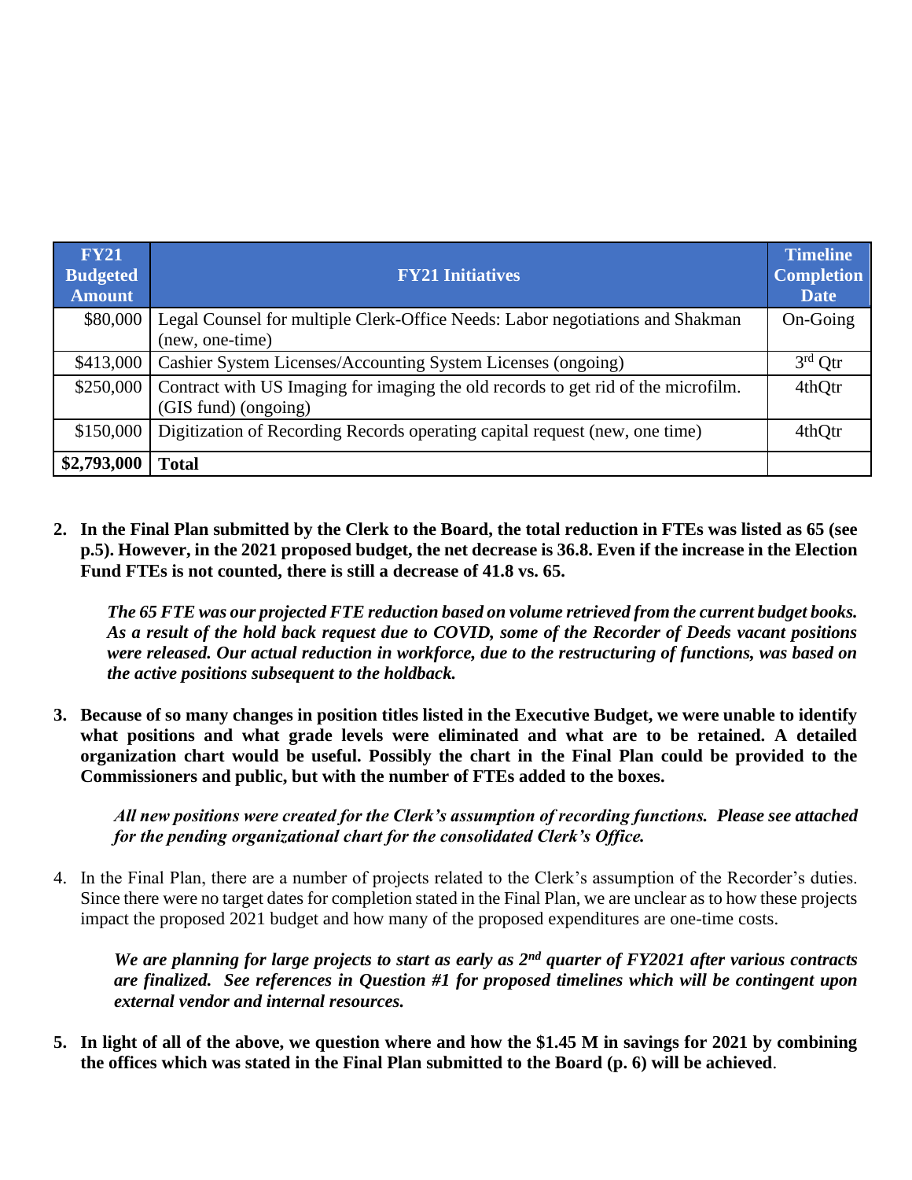| FY21 Budgeted Amount | FY21 Initiatives | Timeline Completion Date |
|---|---|---|
| \$80,000 | Legal Counsel for multiple Clerk-Office Needs: Labor negotiations and Shakman (new, one-time) | On-Going |
| \$413,000 | Cashier System Licenses/Accounting System Licenses (ongoing) | 3rd Qtr |
| \$250,000 | Contract with US Imaging for imaging the old records to get rid of the microfilm. (GIS fund) (ongoing) | 4thQtr |
| \$150,000 | Digitization of Recording Records operating capital request (new, one time) | 4thQtr |
| **\$2,793,000** | **Total** | |

2. **In the Final Plan submitted by the Clerk to the Board, the total reduction in FTEs was listed as 65 (see p.5). However, in the 2021 proposed budget, the net decrease is 36.8. Even if the increase in the Election Fund FTEs is not counted, there is still a decrease of 41.8 vs. 65.**

   ***The 65 FTE was our projected FTE reduction based on volume retrieved from the current budget books. As a result of the hold back request due to COVID, some of the Recorder of Deeds vacant positions were released. Our actual reduction in workforce, due to the restructuring of functions, was based on the active positions subsequent to the holdback.***

3. **Because of so many changes in position titles listed in the Executive Budget, we were unable to identify what positions and what grade levels were eliminated and what are to be retained. A detailed organization chart would be useful. Possibly the chart in the Final Plan could be provided to the Commissioners and public, but with the number of FTEs added to the boxes.**

   ***All new positions were created for the Clerk's assumption of recording functions. Please see attached for the pending organizational chart for the consolidated Clerk's Office.***

4. In the Final Plan, there are a number of projects related to the Clerk's assumption of the Recorder's duties. Since there were no target dates for completion stated in the Final Plan, we are unclear as to how these projects impact the proposed 2021 budget and how many of the proposed expenditures are one-time costs.

   ***We are planning for large projects to start as early as 2nd quarter of FY2021 after various contracts are finalized. See references in Question #1 for proposed timelines which will be contingent upon external vendor and internal resources.***

5. **In light of all of the above, we question where and how the \$1.45 M in savings for 2021 by combining the offices which was stated in the Final Plan submitted to the Board (p. 6) will be achieved**.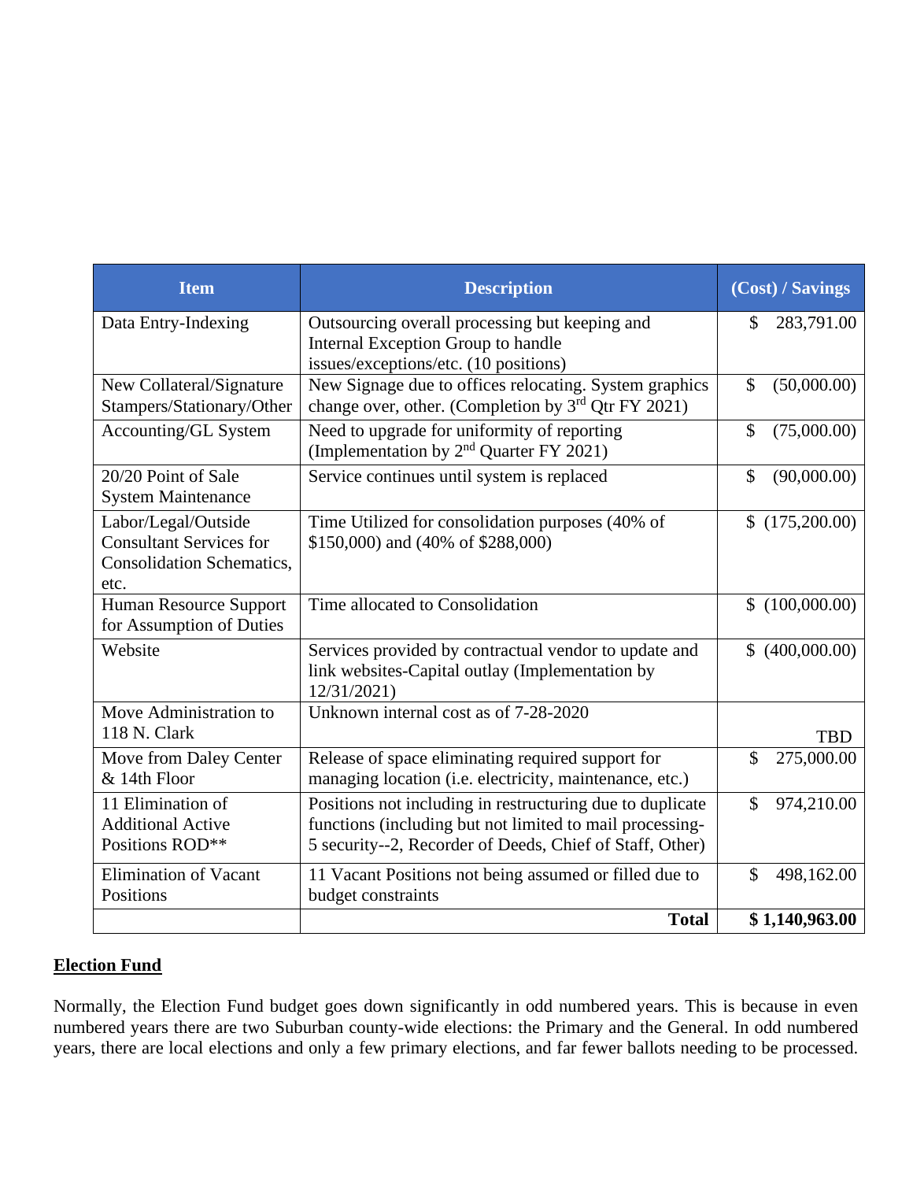| Item | Description | (Cost) / Savings |
|---|---|---|
| Data Entry-Indexing | Outsourcing overall processing but keeping and Internal Exception Group to handle issues/exceptions/etc. (10 positions) | $ 283,791.00 |
| New Collateral/Signature Stampers/Stationary/Other | New Signage due to offices relocating. System graphics change over, other. (Completion by 3rd Qtr FY 2021) | $ (50,000.00) |
| Accounting/GL System | Need to upgrade for uniformity of reporting (Implementation by 2nd Quarter FY 2021) | $ (75,000.00) |
| 20/20 Point of Sale System Maintenance | Service continues until system is replaced | $ (90,000.00) |
| Labor/Legal/Outside Consultant Services for Consolidation Schematics, etc. | Time Utilized for consolidation purposes (40% of $150,000) and (40% of $288,000) | $ (175,200.00) |
| Human Resource Support for Assumption of Duties | Time allocated to Consolidation | $ (100,000.00) |
| Website | Services provided by contractual vendor to update and link websites-Capital outlay (Implementation by 12/31/2021) | $ (400,000.00) |
| Move Administration to 118 N. Clark | Unknown internal cost as of 7-28-2020 | TBD |
| Move from Daley Center & 14th Floor | Release of space eliminating required support for managing location (i.e. electricity, maintenance, etc.) | $ 275,000.00 |
| 11 Elimination of Additional Active Positions ROD** | Positions not including in restructuring due to duplicate functions (including but not limited to mail processing-5 security--2, Recorder of Deeds, Chief of Staff, Other) | $ 974,210.00 |
| Elimination of Vacant Positions | 11 Vacant Positions not being assumed or filled due to budget constraints | $ 498,162.00 |
| | **Total** | **$ 1,140,963.00** |

## Election Fund

Normally, the Election Fund budget goes down significantly in odd numbered years. This is because in even numbered years there are two Suburban county-wide elections: the Primary and the General. In odd numbered years, there are local elections and only a few primary elections, and far fewer ballots needing to be processed.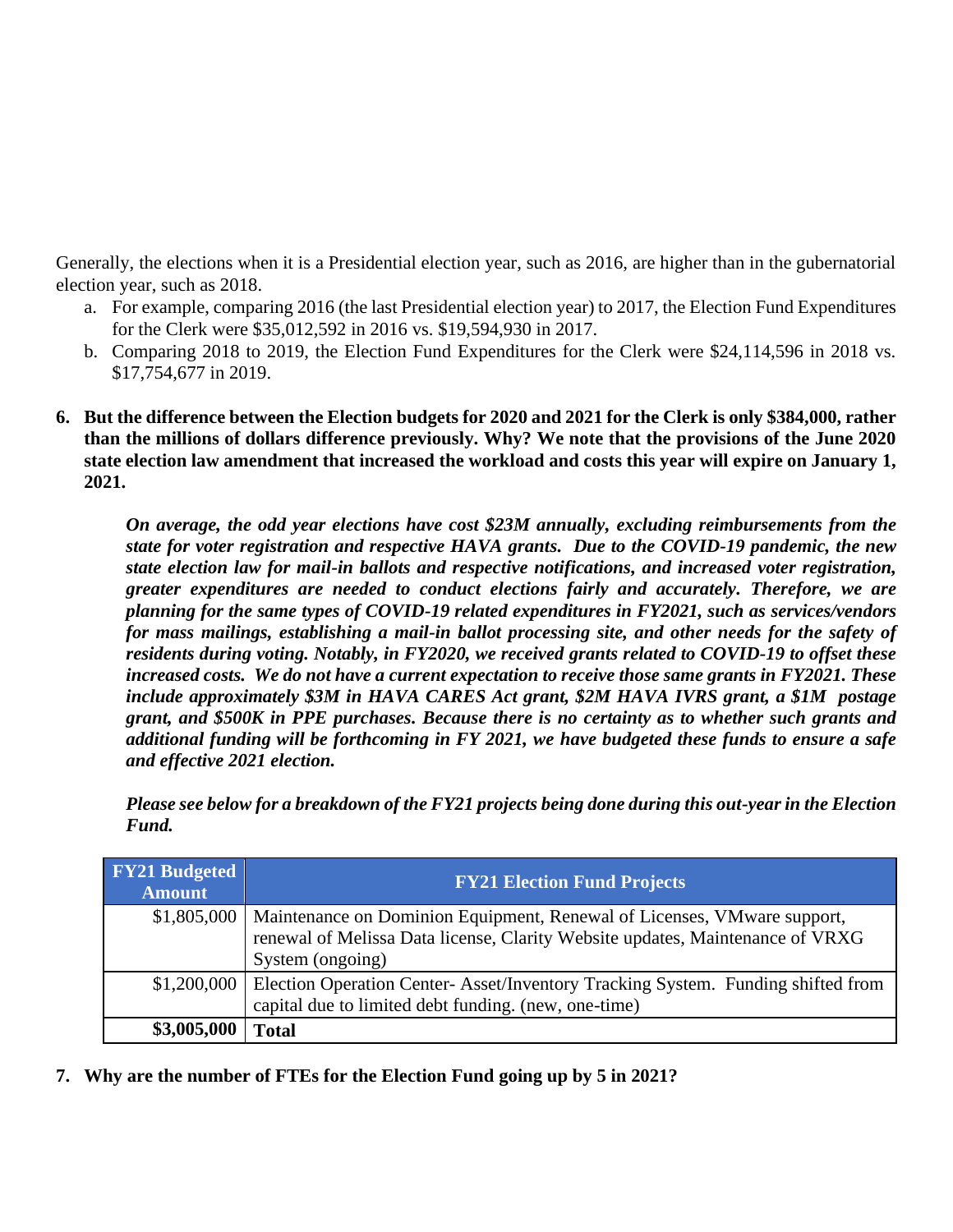Generally, the elections when it is a Presidential election year, such as 2016, are higher than in the gubernatorial election year, such as 2018.

a. For example, comparing 2016 (the last Presidential election year) to 2017, the Election Fund Expenditures for the Clerk were $35,012,592 in 2016 vs. $19,594,930 in 2017.
b. Comparing 2018 to 2019, the Election Fund Expenditures for the Clerk were $24,114,596 in 2018 vs. $17,754,677 in 2019.

6. **But the difference between the Election budgets for 2020 and 2021 for the Clerk is only $384,000, rather than the millions of dollars difference previously. Why? We note that the provisions of the June 2020 state election law amendment that increased the workload and costs this year will expire on January 1, 2021.**

    ***On average, the odd year elections have cost $23M annually, excluding reimbursements from the state for voter registration and respective HAVA grants. Due to the COVID-19 pandemic, the new state election law for mail-in ballots and respective notifications, and increased voter registration, greater expenditures are needed to conduct elections fairly and accurately. Therefore, we are planning for the same types of COVID-19 related expenditures in FY2021, such as services/vendors for mass mailings, establishing a mail-in ballot processing site, and other needs for the safety of residents during voting. Notably, in FY2020, we received grants related to COVID-19 to offset these increased costs. We do not have a current expectation to receive those same grants in FY2021. These include approximately $3M in HAVA CARES Act grant, $2M HAVA IVRS grant, a $1M postage grant, and $500K in PPE purchases. Because there is no certainty as to whether such grants and additional funding will be forthcoming in FY 2021, we have budgeted these funds to ensure a safe and effective 2021 election.***

    ***Please see below for a breakdown of the FY21 projects being done during this out-year in the Election Fund.***

| FY21 Budgeted Amount | FY21 Election Fund Projects |
|---|---|
| $1,805,000 | Maintenance on Dominion Equipment, Renewal of Licenses, VMware support, renewal of Melissa Data license, Clarity Website updates, Maintenance of VRXG System (ongoing) |
| $1,200,000 | Election Operation Center- Asset/Inventory Tracking System. Funding shifted from capital due to limited debt funding. (new, one-time) |
| **$3,005,000** | **Total** |

7. **Why are the number of FTEs for the Election Fund going up by 5 in 2021?**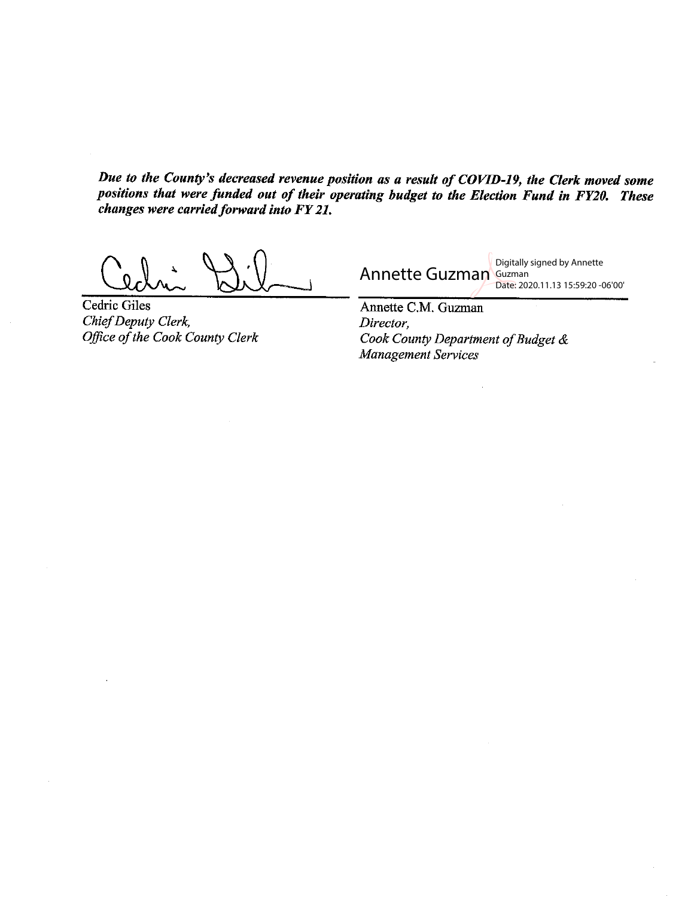***Due to the County's decreased revenue position as a result of COVID-19, the Clerk moved some positions that were funded out of their operating budget to the Election Fund in FY20. These changes were carried forward into FY 21.***

Cedric Giles
*Chief Deputy Clerk,*
*Office of the Cook County Clerk*

Annette Guzman
Digitally signed by Annette Guzman
Date: 2020.11.13 15:59:20 -06'00'

Annette C.M. Guzman
*Director,*
*Cook County Department of Budget & Management Services*